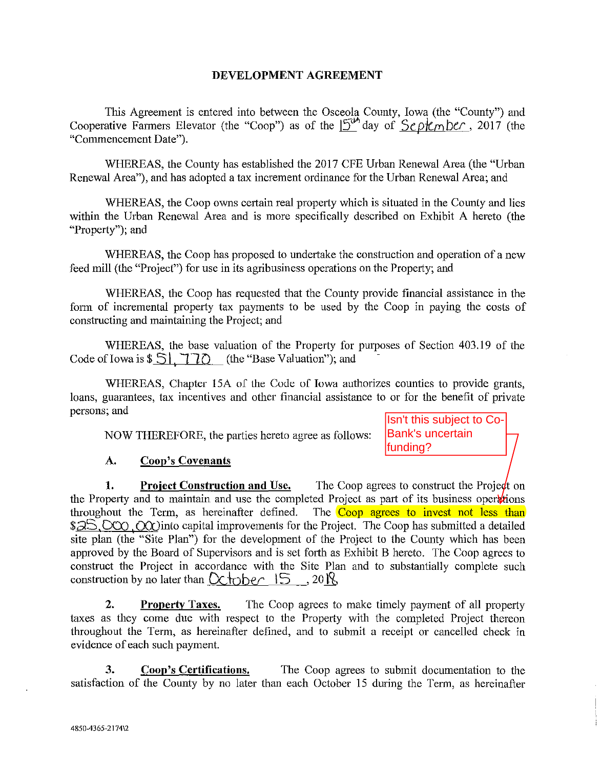# DEVELOPMENT AGREEMENT

This Agreement is entered into between the Osceola County, Iowa (the "County") and Cooperative Farmers Elevator (the "Coop") as of the 15th day of September, 2017 (the "Commencement Date").

WHEREAS, the County has established the 2017 CFE Urban Renewal Area (the "Urban Renewal Area"), and has adopted a tax increment ordinance for the Urban Renewal Area; and

WHEREAS, the Coop owns certain real property which is situated in the County and lies within the Urban Renewal Area and is more specifically described on Exhibit A hereto (the "Property"); and

WHEREAS, the Coop has proposed to undertake the construction and operation of a new feed mill (the "Project") for use in its agribusiness operations on the Property; and

WHEREAS, the Coop has requested that the County provide financial assistance in the form of incremental property tax payments to be used by the Coop in paying the costs of constructing and maintaining the Project; and

WHEREAS, the base valuation of the Property for purposes of Section 403.19 of the Code of Iowa is $ 51,770 (the "Base Valuation"); and

WHEREAS, Chapter 15A of the Code of Iowa authorizes counties to provide grants, loans, guarantees, tax incentives and other financial assistance to or for the benefit of private persons; and

NOW THEREFORE, the parties hereto agree as follows:

Isn't this subject to Co-Bank's uncertain funding?

## A. Coop's Covenants

1. **Project Construction and Use.** The Coop agrees to construct the Project on the Property and to maintain and use the completed Project as part of its business operations throughout the Term, as hereinafter defined. The Coop agrees to invest not less than $25,000,000 into capital improvements for the Project. The Coop has submitted a detailed site plan (the "Site Plan") for the development of the Project to the County which has been approved by the Board of Supervisors and is set forth as Exhibit B hereto. The Coop agrees to construct the Project in accordance with the Site Plan and to substantially complete such construction by no later than October 15, 2018.

2. **Property Taxes.** The Coop agrees to make timely payment of all property taxes as they come due with respect to the Property with the completed Project thereon throughout the Term, as hereinafter defined, and to submit a receipt or cancelled check in evidence of each such payment.

3. **Coop's Certifications.** The Coop agrees to submit documentation to the satisfaction of the County by no later than each October 15 during the Term, as hereinafter

4850-4365-2174\2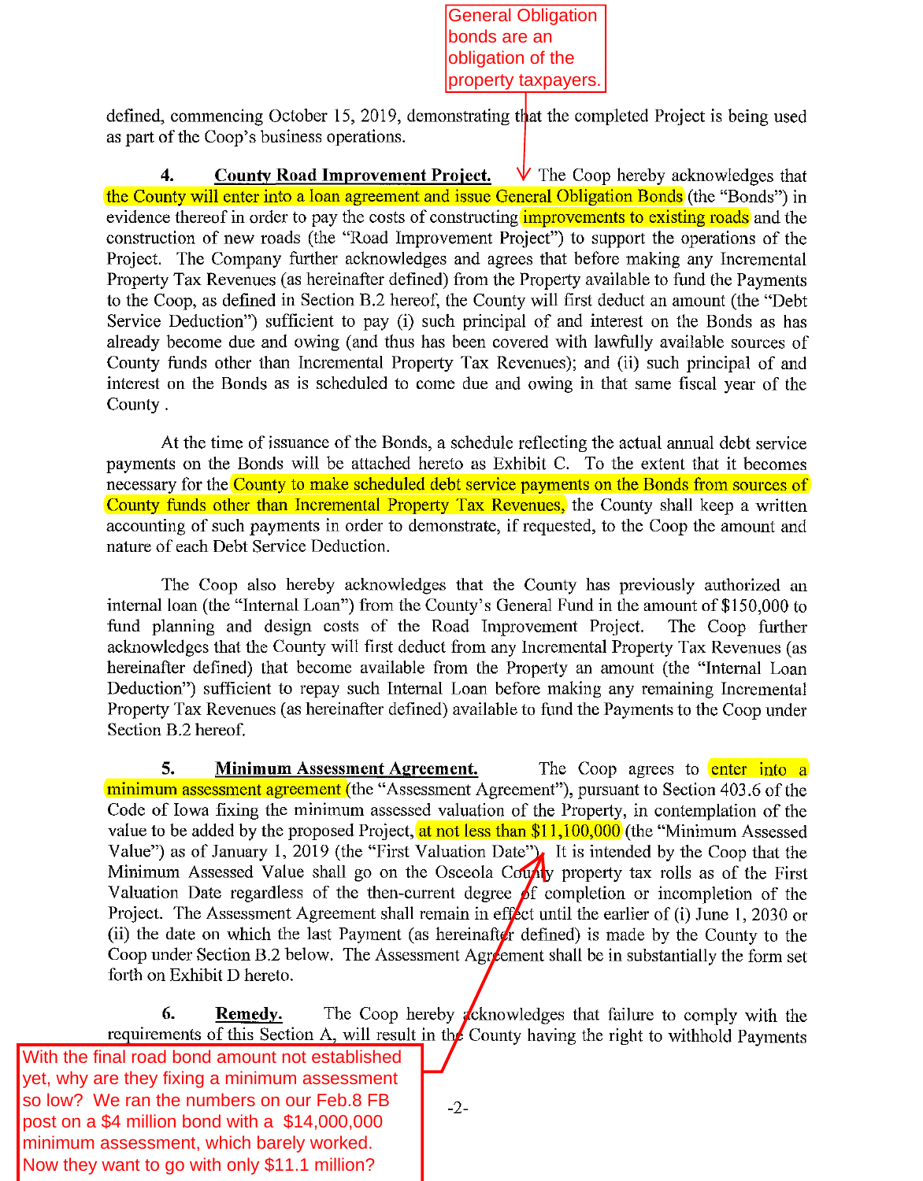General Obligation bonds are an obligation of the property taxpayers.

defined, commencing October 15, 2019, demonstrating that the completed Project is being used as part of the Coop's business operations.

**4. County Road Improvement Project.** The Coop hereby acknowledges that the County will enter into a loan agreement and issue General Obligation Bonds (the "Bonds") in evidence thereof in order to pay the costs of constructing improvements to existing roads and the construction of new roads (the "Road Improvement Project") to support the operations of the Project. The Company further acknowledges and agrees that before making any Incremental Property Tax Revenues (as hereinafter defined) from the Property available to fund the Payments to the Coop, as defined in Section B.2 hereof, the County will first deduct an amount (the "Debt Service Deduction") sufficient to pay (i) such principal of and interest on the Bonds as has already become due and owing (and thus has been covered with lawfully available sources of County funds other than Incremental Property Tax Revenues); and (ii) such principal of and interest on the Bonds as is scheduled to come due and owing in that same fiscal year of the County .

At the time of issuance of the Bonds, a schedule reflecting the actual annual debt service payments on the Bonds will be attached hereto as Exhibit C. To the extent that it becomes necessary for the County to make scheduled debt service payments on the Bonds from sources of County funds other than Incremental Property Tax Revenues, the County shall keep a written accounting of such payments in order to demonstrate, if requested, to the Coop the amount and nature of each Debt Service Deduction.

The Coop also hereby acknowledges that the County has previously authorized an internal loan (the "Internal Loan") from the County's General Fund in the amount of $150,000 to fund planning and design costs of the Road Improvement Project. The Coop further acknowledges that the County will first deduct from any Incremental Property Tax Revenues (as hereinafter defined) that become available from the Property an amount (the "Internal Loan Deduction") sufficient to repay such Internal Loan before making any remaining Incremental Property Tax Revenues (as hereinafter defined) available to fund the Payments to the Coop under Section B.2 hereof.

**5. Minimum Assessment Agreement.** The Coop agrees to enter into a minimum assessment agreement (the "Assessment Agreement"), pursuant to Section 403.6 of the Code of Iowa fixing the minimum assessed valuation of the Property, in contemplation of the value to be added by the proposed Project, at not less than $11,100,000 (the "Minimum Assessed Value") as of January 1, 2019 (the "First Valuation Date"). It is intended by the Coop that the Minimum Assessed Value shall go on the Osceola County property tax rolls as of the First Valuation Date regardless of the then-current degree of completion or incompletion of the Project. The Assessment Agreement shall remain in effect until the earlier of (i) June 1, 2030 or (ii) the date on which the last Payment (as hereinafter defined) is made by the County to the Coop under Section B.2 below. The Assessment Agreement shall be in substantially the form set forth on Exhibit D hereto.

**6. Remedy.** The Coop hereby acknowledges that failure to comply with the requirements of this Section A, will result in the County having the right to withhold Payments

With the final road bond amount not established yet, why are they fixing a minimum assessment so low? We ran the numbers on our Feb.8 FB post on a $4 million bond with a $14,000,000 minimum assessment, which barely worked. Now they want to go with only $11.1 million?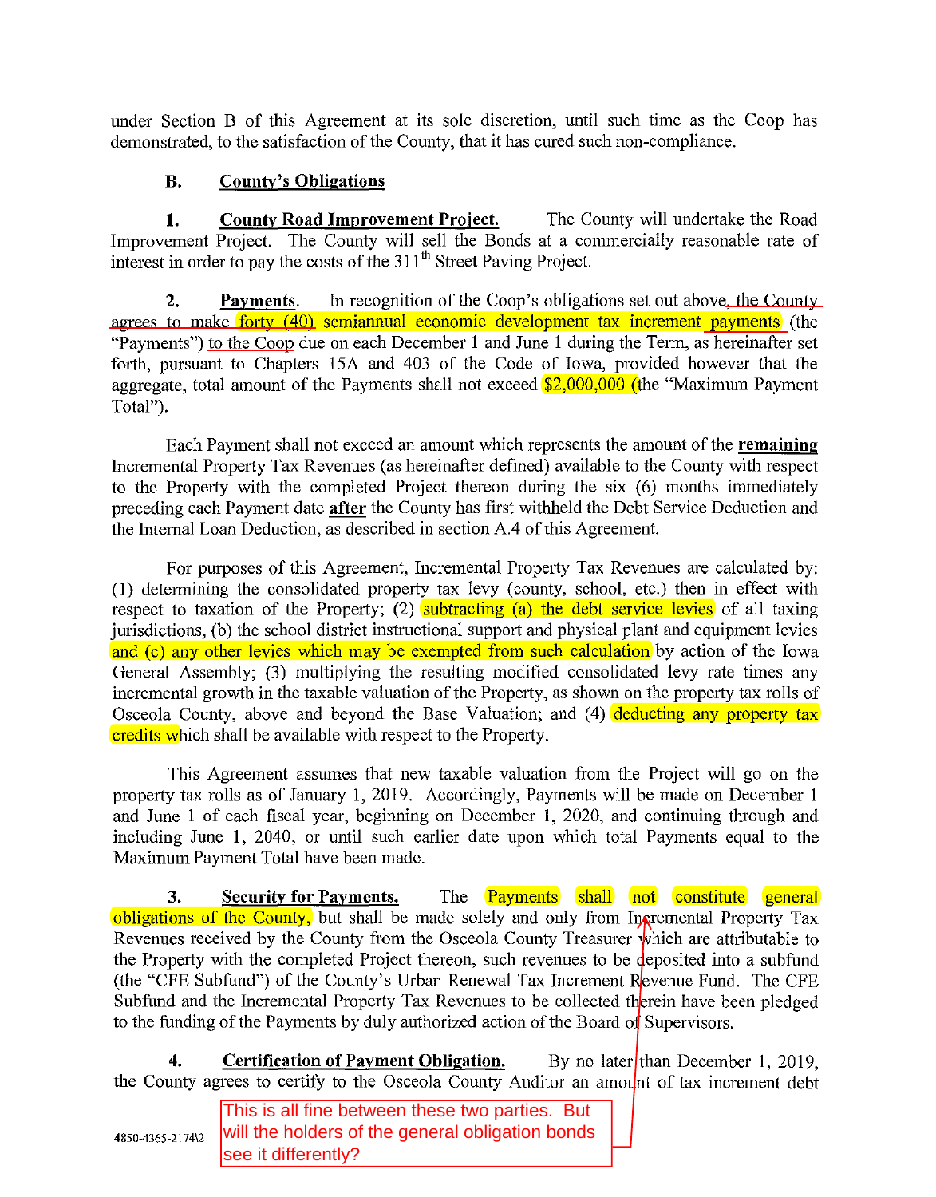under Section B of this Agreement at its sole discretion, until such time as the Coop has demonstrated, to the satisfaction of the County, that it has cured such non-compliance.

### B. County's Obligations

**1. County Road Improvement Project.** The County will undertake the Road Improvement Project. The County will sell the Bonds at a commercially reasonable rate of interest in order to pay the costs of the 311th Street Paving Project.

**2. Payments.** In recognition of the Coop's obligations set out above, the County agrees to make forty (40) semiannual economic development tax increment payments (the "Payments") to the Coop due on each December 1 and June 1 during the Term, as hereinafter set forth, pursuant to Chapters 15A and 403 of the Code of Iowa, provided however that the aggregate, total amount of the Payments shall not exceed $2,000,000 (the "Maximum Payment Total").

Each Payment shall not exceed an amount which represents the amount of the **remaining** Incremental Property Tax Revenues (as hereinafter defined) available to the County with respect to the Property with the completed Project thereon during the six (6) months immediately preceding each Payment date **after** the County has first withheld the Debt Service Deduction and the Internal Loan Deduction, as described in section A.4 of this Agreement.

For purposes of this Agreement, Incremental Property Tax Revenues are calculated by: (1) determining the consolidated property tax levy (county, school, etc.) then in effect with respect to taxation of the Property; (2) subtracting (a) the debt service levies of all taxing jurisdictions, (b) the school district instructional support and physical plant and equipment levies and (c) any other levies which may be exempted from such calculation by action of the Iowa General Assembly; (3) multiplying the resulting modified consolidated levy rate times any incremental growth in the taxable valuation of the Property, as shown on the property tax rolls of Osceola County, above and beyond the Base Valuation; and (4) deducting any property tax credits which shall be available with respect to the Property.

This Agreement assumes that new taxable valuation from the Project will go on the property tax rolls as of January 1, 2019. Accordingly, Payments will be made on December 1 and June 1 of each fiscal year, beginning on December 1, 2020, and continuing through and including June 1, 2040, or until such earlier date upon which total Payments equal to the Maximum Payment Total have been made.

**3. Security for Payments.** The Payments shall not constitute general obligations of the County, but shall be made solely and only from Incremental Property Tax Revenues received by the County from the Osceola County Treasurer which are attributable to the Property with the completed Project thereon, such revenues to be deposited into a subfund (the "CFE Subfund") of the County's Urban Renewal Tax Increment Revenue Fund. The CFE Subfund and the Incremental Property Tax Revenues to be collected therein have been pledged to the funding of the Payments by duly authorized action of the Board of Supervisors.

**4. Certification of Payment Obligation.** By no later than December 1, 2019, the County agrees to certify to the Osceola County Auditor an amount of tax increment debt

This is all fine between these two parties. But will the holders of the general obligation bonds see it differently?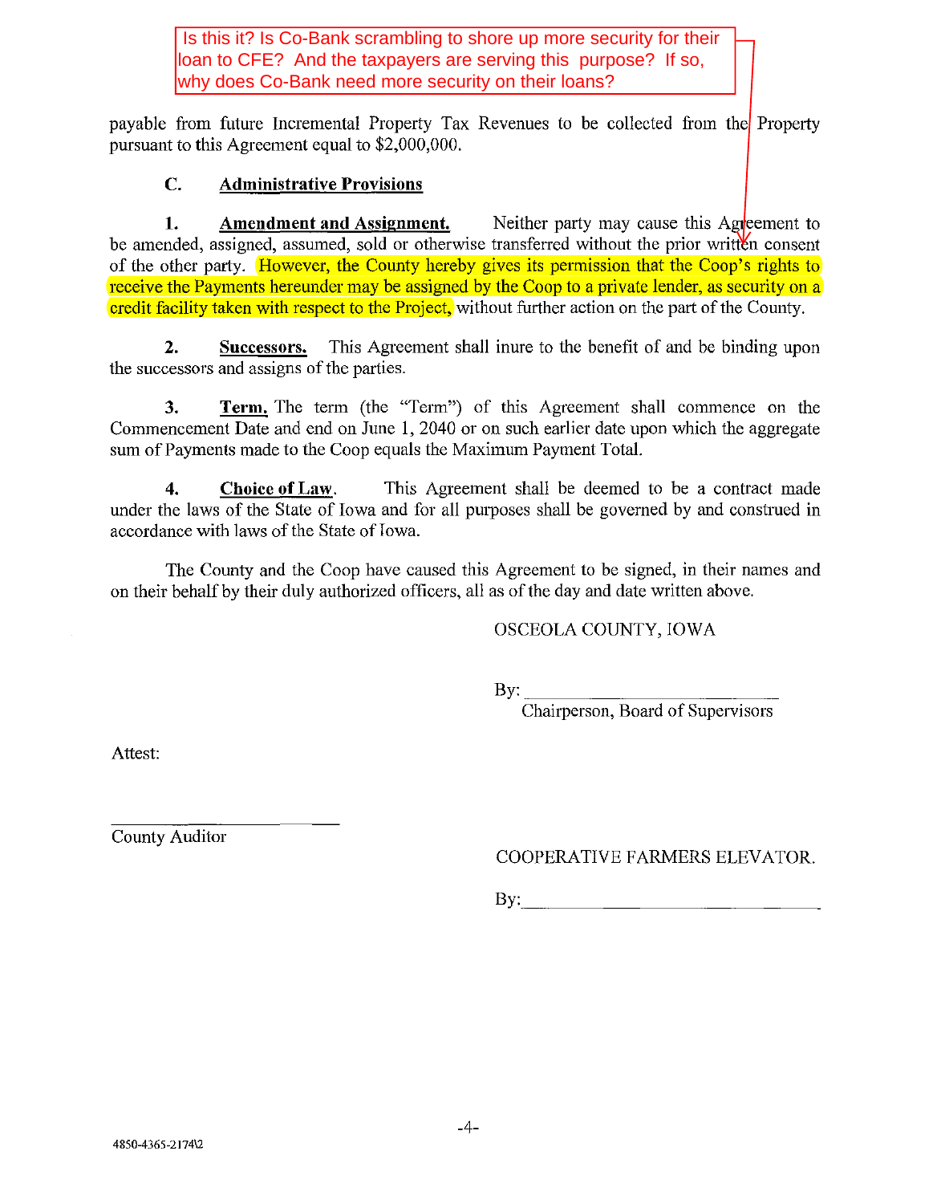Is this it? Is Co-Bank scrambling to shore up more security for their loan to CFE? And the taxpayers are serving this purpose? If so, why does Co-Bank need more security on their loans?

payable from future Incremental Property Tax Revenues to be collected from the Property pursuant to this Agreement equal to $2,000,000.

**C. Administrative Provisions**

**1. Amendment and Assignment.** Neither party may cause this Agreement to be amended, assigned, assumed, sold or otherwise transferred without the prior written consent of the other party. However, the County hereby gives its permission that the Coop's rights to receive the Payments hereunder may be assigned by the Coop to a private lender, as security on a credit facility taken with respect to the Project, without further action on the part of the County.

**2. Successors.** This Agreement shall inure to the benefit of and be binding upon the successors and assigns of the parties.

**3. Term.** The term (the "Term") of this Agreement shall commence on the Commencement Date and end on June 1, 2040 or on such earlier date upon which the aggregate sum of Payments made to the Coop equals the Maximum Payment Total.

**4. Choice of Law.** This Agreement shall be deemed to be a contract made under the laws of the State of Iowa and for all purposes shall be governed by and construed in accordance with laws of the State of Iowa.

The County and the Coop have caused this Agreement to be signed, in their names and on their behalf by their duly authorized officers, all as of the day and date written above.

OSCEOLA COUNTY, IOWA

By: ______________________
Chairperson, Board of Supervisors

Attest:

______________________
County Auditor

COOPERATIVE FARMERS ELEVATOR.

By: ______________________

4850-4365-2174\2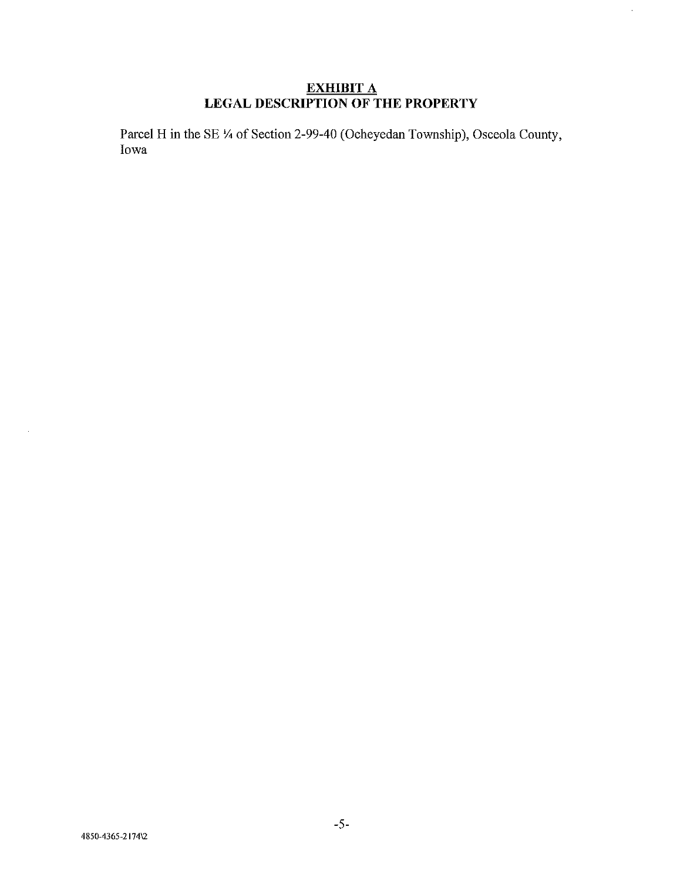# EXHIBIT A
## LEGAL DESCRIPTION OF THE PROPERTY

Parcel H in the SE ¼ of Section 2-99-40 (Ocheyedan Township), Osceola County, Iowa

4850-4365-2174\2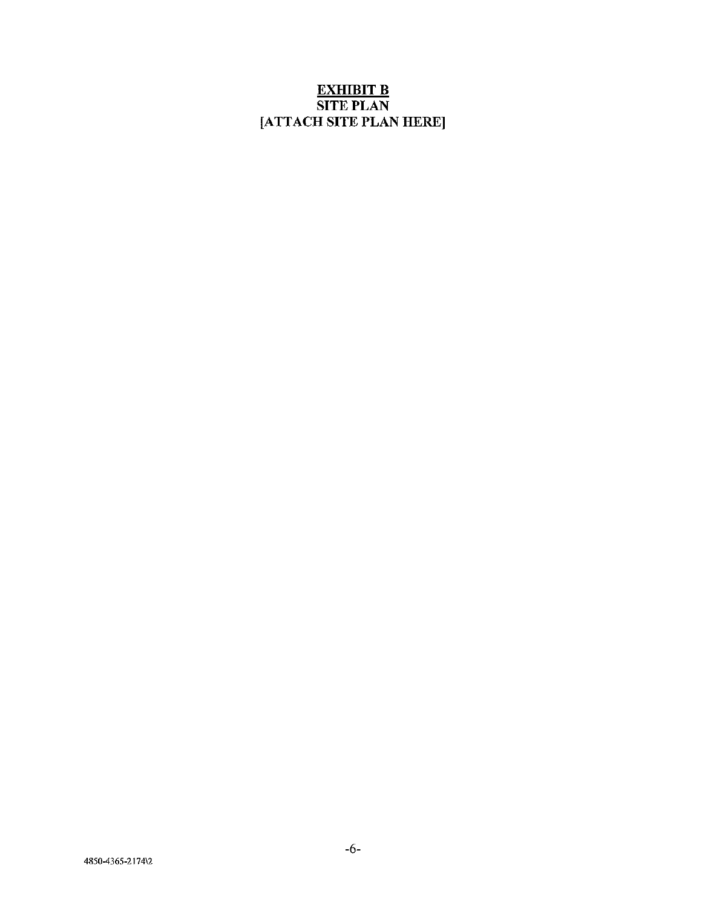# EXHIBIT B

## SITE PLAN

[ATTACH SITE PLAN HERE]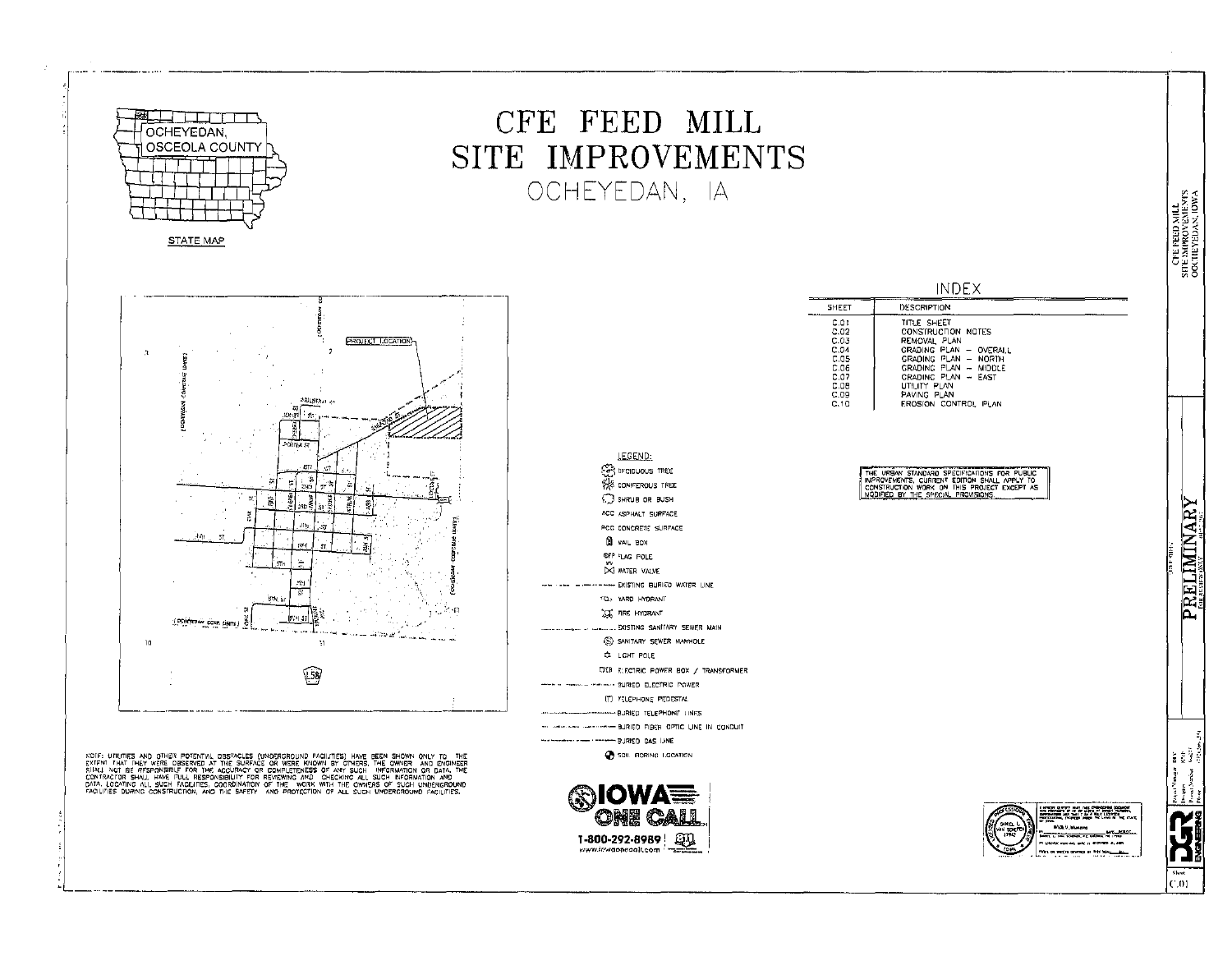# CFE FEED MILL
# SITE IMPROVEMENTS
## OCHEYEDAN, IA

OCHEYEDAN, OSCEOLA COUNTY

STATE MAP

PROJECT LOCATION

## INDEX

| SHEET | DESCRIPTION |
|---|---|
| C.01 | TITLE SHEET |
| C.02 | CONSTRUCTION NOTES |
| C.03 | REMOVAL PLAN |
| C.04 | GRADING PLAN – OVERALL |
| C.05 | GRADING PLAN – NORTH |
| C.06 | GRADING PLAN – MIDDLE |
| C.07 | GRADING PLAN – EAST |
| C.08 | UTILITY PLAN |
| C.09 | PAVING PLAN |
| C.10 | EROSION CONTROL PLAN |

THE URBAN STANDARD SPECIFICATIONS FOR PUBLIC IMPROVEMENTS, CURRENT EDITION SHALL APPLY TO CONSTRUCTION WORK ON THIS PROJECT EXCEPT AS MODIFIED BY THE SPECIAL PROVISIONS.

### LEGEND:

- DECIDUOUS TREE
- CONIFEROUS TREE
- SHRUB OR BUSH
- ACC ASPHALT SURFACE
- PCC CONCRETE SURFACE
- MAIL BOX
- FP FLAG POLE
- WATER VALVE
- EXISTING BURIED WATER LINE
- YARD HYDRANT
- FIRE HYDRANT
- EXISTING SANITARY SEWER MAIN
- SANITARY SEWER MANHOLE
- LIGHT POLE
- ELECTRIC POWER BOX / TRANSFORMER
- BURIED ELECTRIC POWER
- TELEPHONE PEDESTAL
- BURIED TELEPHONE LINES
- BURIED FIBER OPTIC LINE IN CONDUIT
- BURIED GAS LINE
- SOIL BORING LOCATION

NOTE: UTILITIES AND OTHER POTENTIAL OBSTACLES (UNDERGROUND FACILITIES) HAVE BEEN SHOWN ONLY TO THE EXTENT THAT THEY WERE OBSERVED AT THE SURFACE OR WERE KNOWN BY OTHERS. THE OWNER AND ENGINEER SHALL NOT BE RESPONSIBLE FOR THE ACCURACY OR COMPLETENESS OF ANY SUCH INFORMATION OR DATA. THE CONTRACTOR SHALL HAVE FULL RESPONSIBILITY FOR REVIEWING AND CHECKING ALL SUCH INFORMATION AND DATA, LOCATING ALL SUCH FACILITIES, COORDINATION OF THE WORK WITH THE OWNERS OF SUCH UNDERGROUND FACILITIES DURING CONSTRUCTION, AND THE SAFETY AND PROTECTION OF ALL SUCH UNDERGROUND FACILITIES.

IOWA ONE CALL
1-800-292-8989 | 811
www.iowaonecall.com

CFE FEED MILL
SITE IMPROVEMENTS
OCHEYEDAN, IOWA

PRELIMINARY
FOR REVIEW ONLY

Sheet
C.01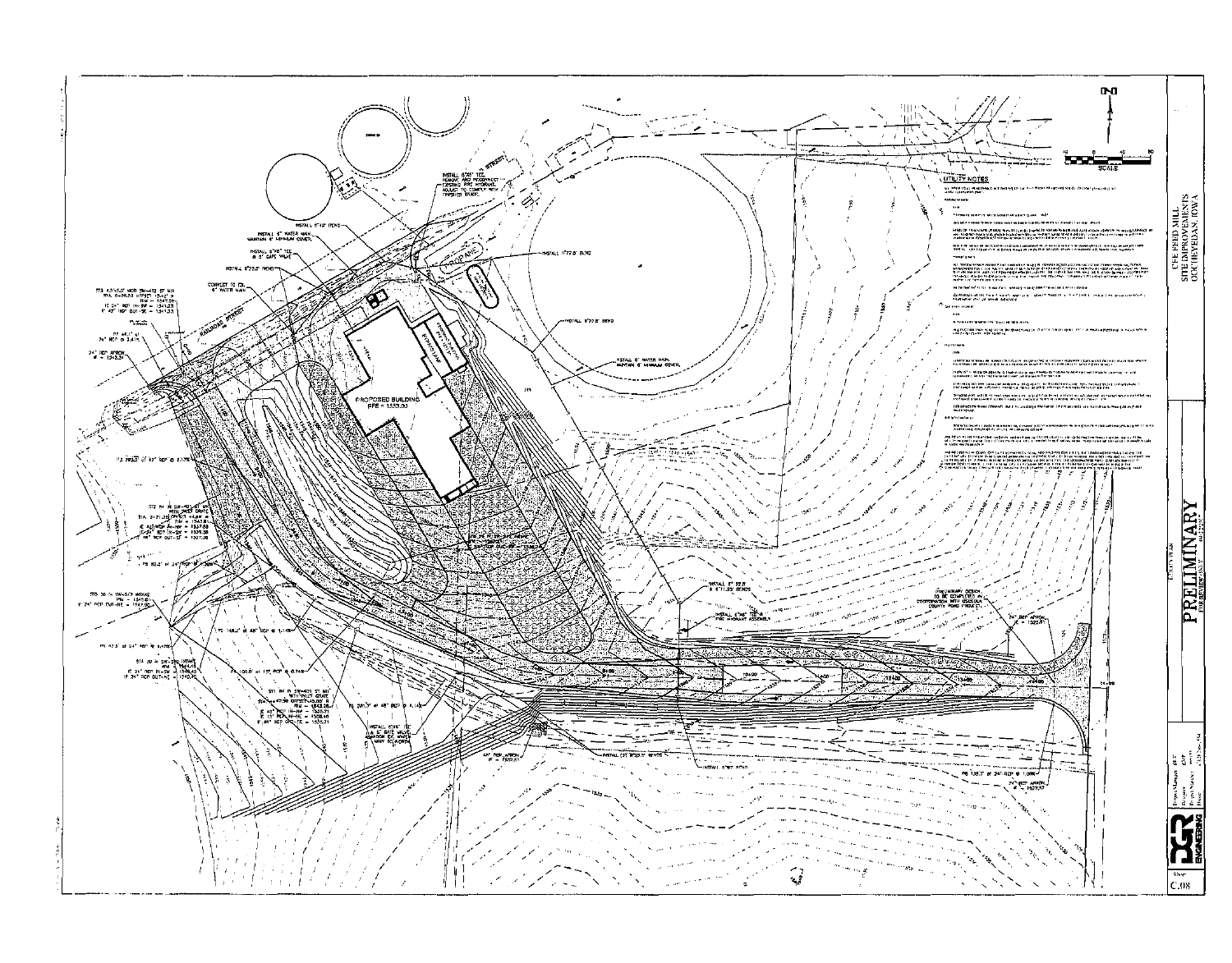UTILITY NOTES

PROPOSED BUILDING
FFE = 1553.00

PROPANE

INSTALL 6"X6" TEE, REMOVE AND REPOSITION EXISTING FIRE HYDRANT, ADJUST TO COMPLY WITH FINISHED GRADE.

INSTALL 6"45° BEND

INSTALL 6" WATER MAIN, MAINTAIN 6' MINIMUM COVER.

INSTALL 6"X6" TEE & 6" GATE VALVE

INSTALL 6"22.5° BEND

CONNECT TO EX. 6" WATER MAIN

INSTALL 6"22.5° BEND

INSTALL 6"22.5° BEND

INSTALL 6" WATER MAIN, MAINTAIN 6' MINIMUM COVER.

INSTALL 6" 22.5° & 6"11.25° BENDS

INSTALL 6"X6" TEE & FIRE HYDRANT ASSEMBLY

PRELIMINARY DESIGN TO BE COMPLETED IN COORDINATION WITH OSCEOLA COUNTY ROAD PROJECT.

24" RCP APRON

INSTALL 6"X6" TEE & 6" GATE VALVE

INSTALL (2) 6"22.5° BENDS

INSTALL 6"45° BEND

48" RCP APRON

24" RCP APRON

CFE FEED MILL
SITE IMPROVEMENTS
OCHEYEDAN, IOWA

UTILITY PLAN

PRELIMINARY
FOR REVIEW ONLY

DGR ENGINEERING

Sheet
C.08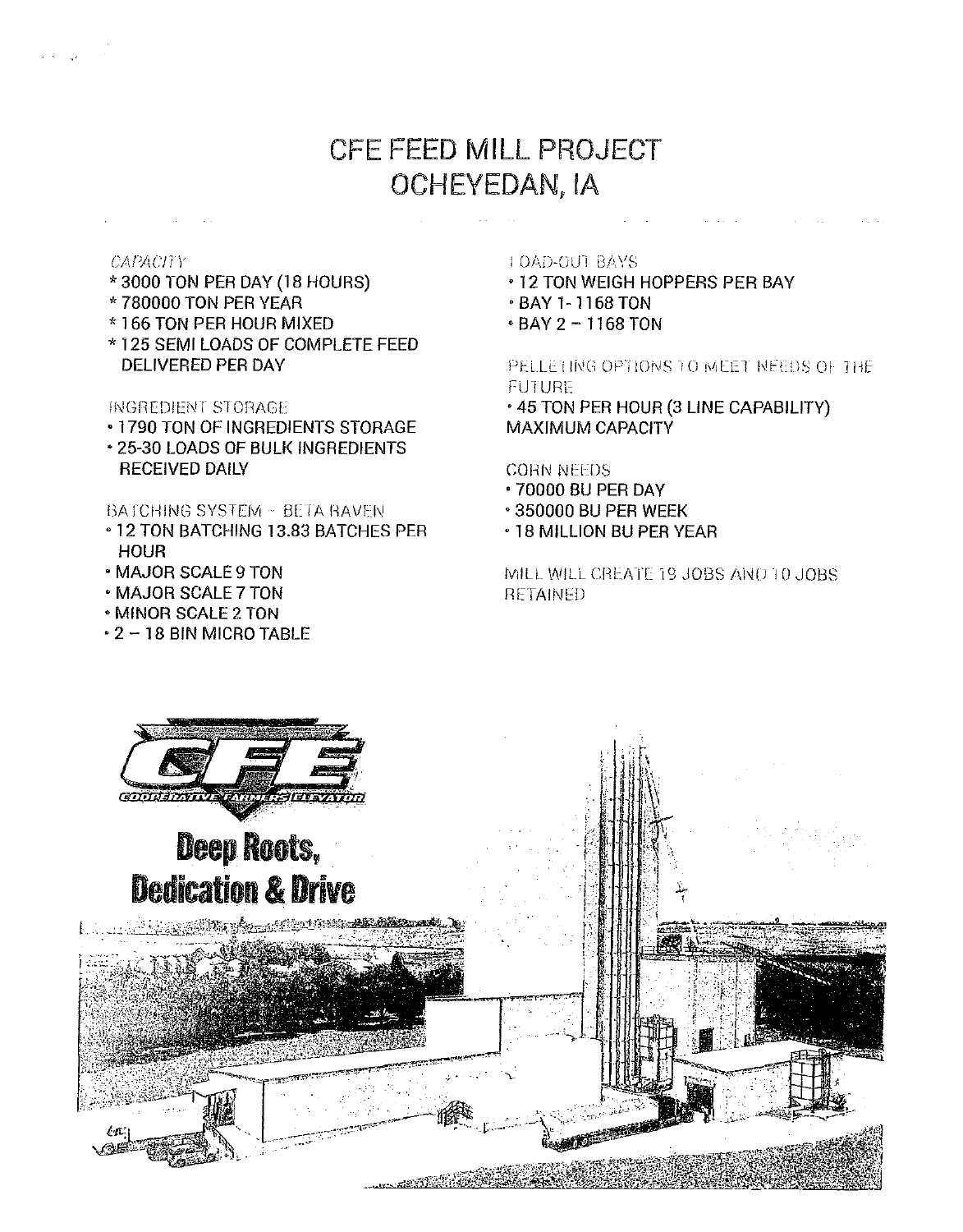# CFE FEED MILL PROJECT
# OCHEYEDAN, IA

*CAPACITY*

* 3000 TON PER DAY (18 HOURS)
* 780000 TON PER YEAR
* 166 TON PER HOUR MIXED
* 125 SEMI LOADS OF COMPLETE FEED DELIVERED PER DAY

INGREDIENT STORAGE

- 1790 TON OF INGREDIENTS STORAGE
- 25-30 LOADS OF BULK INGREDIENTS RECEIVED DAILY

BATCHING SYSTEM – BETA RAVEN

- 12 TON BATCHING 13.83 BATCHES PER HOUR
- MAJOR SCALE 9 TON
- MAJOR SCALE 7 TON
- MINOR SCALE 2 TON
- 2 – 18 BIN MICRO TABLE

LOAD-OUT BAYS

- 12 TON WEIGH HOPPERS PER BAY
- BAY 1- 1168 TON
- BAY 2 – 1168 TON

PELLETING OPTIONS TO MEET NEEDS OF THE FUTURE

- 45 TON PER HOUR (3 LINE CAPABILITY) MAXIMUM CAPACITY

CORN NEEDS

- 70000 BU PER DAY
- 350000 BU PER WEEK
- 18 MILLION BU PER YEAR

MILL WILL CREATE 19 JOBS AND 10 JOBS RETAINED

CFE
COOPERATIVE FARMERS ELEVATOR

**Deep Roots, Dedication & Drive**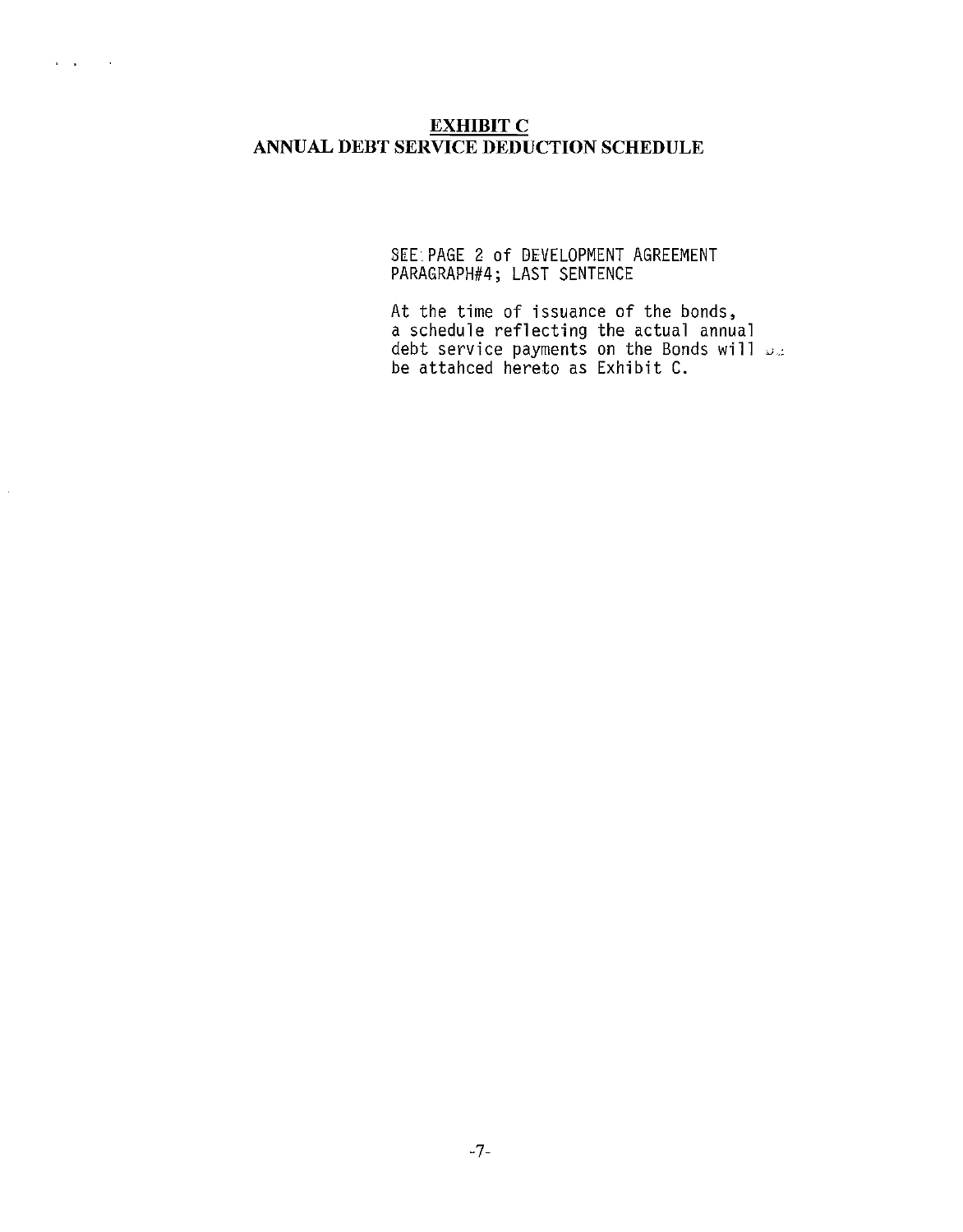**EXHIBIT C**
**ANNUAL DEBT SERVICE DEDUCTION SCHEDULE**

SEE PAGE 2 of DEVELOPMENT AGREEMENT
PARAGRAPH#4; LAST SENTENCE

At the time of issuance of the bonds,
a schedule reflecting the actual annual
debt service payments on the Bonds will
be attahced hereto as Exhibit C.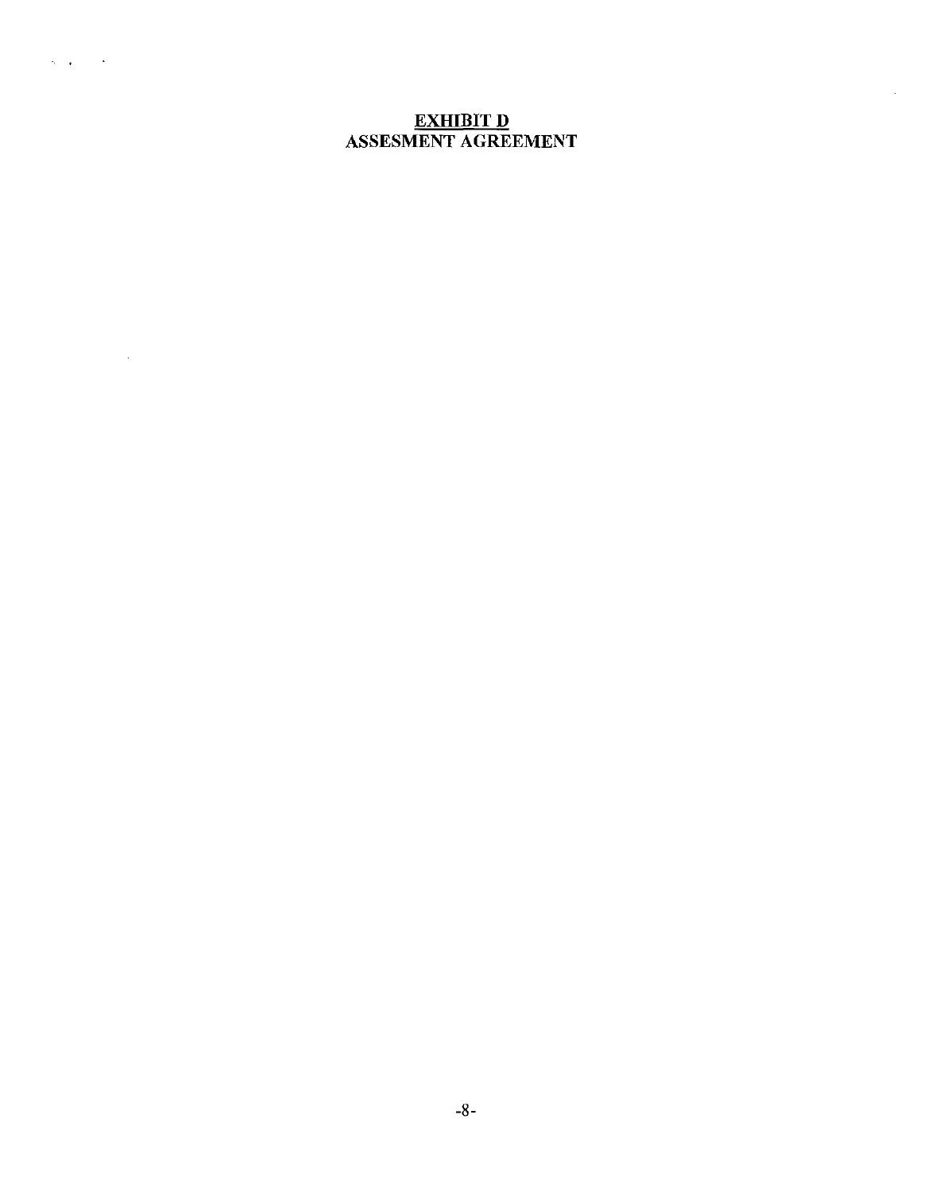**<u>EXHIBIT D</u>**
**ASSESMENT AGREEMENT**